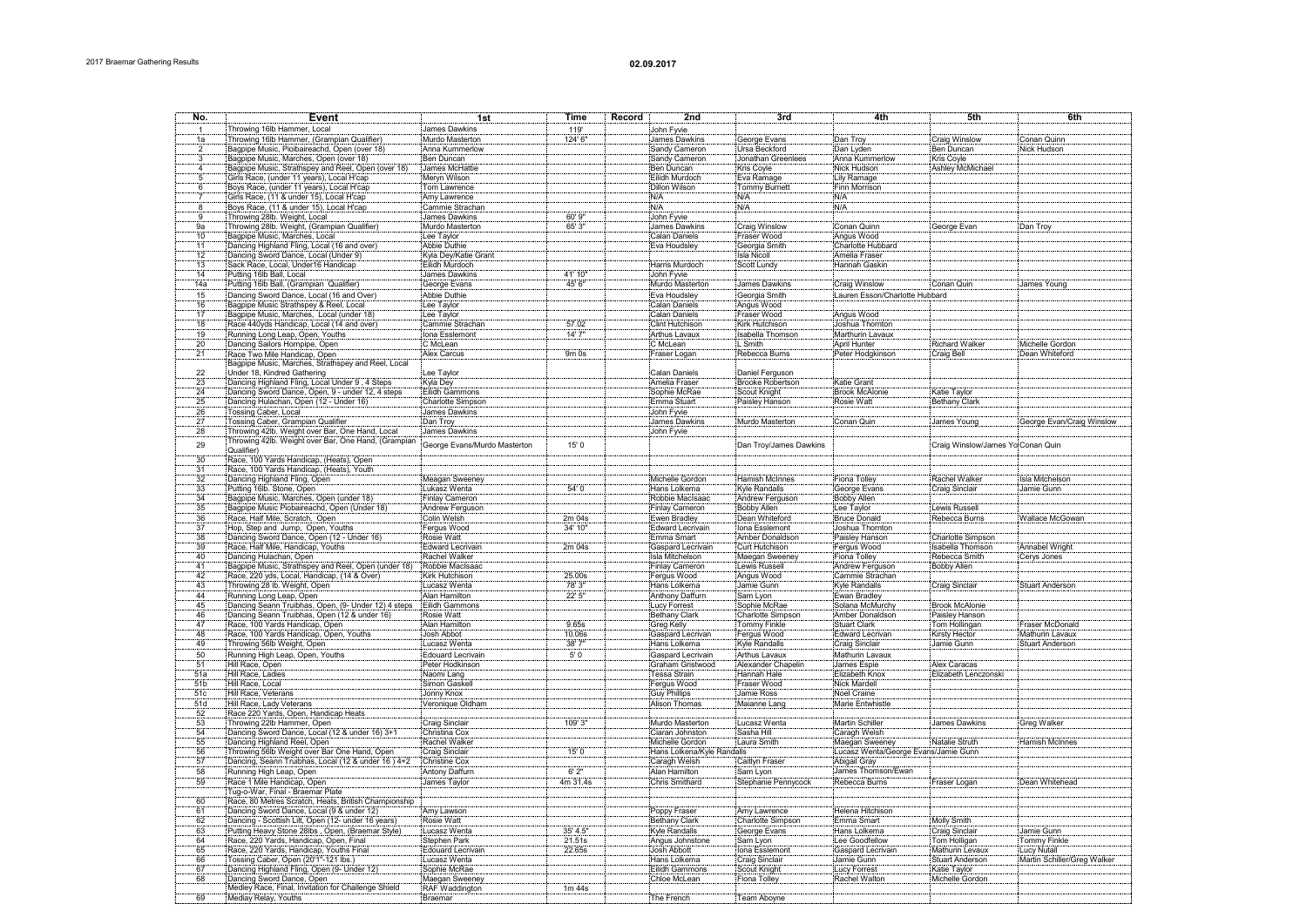# 2017 Braemar Gathering Results

**02.09.2017**

| No. | Event | 1st | Time | Record | 2nd | 3rd | 4th | 5th | 6th |
|---|---|---|---|---|---|---|---|---|---|
| 1 | Throwing 16lb Hammer, Local | James Dawkins | 119' | | John Fyvie | | | | |
| 1a | Throwing 16lb Hammer, (Grampian Qualifier) | Murdo Masterton | 124' 6" | | James Dawkins | George Evans | Dan Troy | Craig Winslow | Conan Quinn |
| 2 | Bagpipe Music, Pioibaireachd, Open (over 18) | Anna Kummerlow | | | Sandy Cameron | Ursa Beckford | Dan Lyden | Ben Duncan | Nick Hudson |
| 3 | Bagpipe Music, Marches, Open (over 18) | Ben Duncan | | | Sandy Cameron | Jonathan Greenlees | Anna Kummerlow | Kris Coyle | |
| 4 | Bagpipe Music, Strathspey and Reel, Open (over 18) | James McHattie | | | Ben Duncan | Kris Coyle | Nick Hudson | Ashley McMichael | |
| 5 | Girls Race, (under 11 years), Local H'cap | Meryn Wilson | | | Eilidh Murdoch | Eva Ramage | Lily Ramage | | |
| 6 | Boys Race, (under 11 years), Local H'cap | Tom Lawrence | | | Dillon Wilson | Tommy Burnett | Finn Morrison | | |
| 7 | Girls Race, (11 & under 15), Local H'cap | Amy Lawrence | | | N/A | N/A | N/A | | |
| 8 | Boys Race, (11 & under 15), Local H'cap | Cammie Strachan | | | N/A | N/A | N/A | | |
| 9 | Throwing 28lb. Weight, Local | James Dawkins | 60' 9" | | John Fyvie | | | | |
| 9a | Throwing 28lb. Weight, (Grampian Qualifier) | Murdo Masterton | 65' 3" | | James Dawkins | Craig Winslow | Conan Quinn | George Evan | Dan Troy |
| 10 | Bagpipe Music, Marches, Local | Lee Taylor | | | Calan Daniels | Fraser Wood | Angus Wood | | |
| 11 | Dancing Highland Fling, Local (16 and over) | Abbie Duthie | | | Eva Houdsley | Georgia Smith | Charlotte Hubbard | | |
| 12 | Dancing Sword Dance, Local (Under 9) | Kyla Dey/Katie Grant | | | | Isla Nicoll | Amelia Fraser | | |
| 13 | Sack Race, Local, Under16 Handicap | Eilidh Murdoch | | | Harris Murdoch | Scott Lundy | Hannah Gaskin | | |
| 14 | Putting 16lb Ball, Local | James Dawkins | 41' 10" | | John Fyvie | | | | |
| 14a | Putting 16lb Ball, (Grampian Qualifier) | George Evans | 45' 6" | | Murdo Masterton | James Dawkins | Craig Winslow | Conan Quin | James Young |
| 15 | Dancing Sword Dance, Local (16 and Over) | Abbie Duthie | | | Eva Houdsley | Georgia Smith | Lauren Esson/Charlotte Hubbard | | |
| 16 | Bagpipe Music Strathspey & Reel, Local | Lee Taylor | | | Calan Daniels | Angus Wood | | | |
| 17 | Bagpipe Music, Marches, Local (under 18) | Lee Taylor | | | Calan Daniels | Fraser Wood | Angus Wood | | |
| 18 | Race 440yds Handicap, Local (14 and over) | Cammie Strachan | 57.02 | | Clint Hutchison | Kirk Hutchison | Joshua Thornton | | |
| 19 | Running Long Leap, Open, Youths | Iona Esslemont | 14' 7" | | Arthus Lavaux | Isabella Thomson | Marthurin Lavaux | | |
| 20 | Dancing Sailors Hornpipe, Open | C McLean | | | C McLean | L Smith | April Hunter | Richard Walker | Michelle Gordon |
| 21 | Race Two Mile Handicap, Open | Alex Carcus | 9m 0s | | Fraser Logan | Rebecca Burns | Peter Hodgkinson | Craig Bell | Dean Whiteford |
| 22 | Bagpipe Music, Marches, Strathspey and Reel, Local Under 18, Kindred Gathering | Lee Taylor | | | Calan Daniels | Daniel Ferguson | | | |
| 23 | Dancing Highland Fling, Local Under 9 , 4 Steps | Kyla Dey | | | Amelia Fraser | Brooke Robertson | Katie Grant | | |
| 24 | Dancing Sword Dance, Open, 9 - under 12, 4 steps | Eilidh Gammons | | | Sophie McRae | Scout Knight | Brook McAlonie | Katie Taylor | |
| 25 | Dancing Hulachan, Open (12 - Under 16) | Charlotte Simpson | | | Emma Stuart | Paisley Hanson | Rosie Watt | Bethany Clark | |
| 26 | Tossing Caber, Local | James Dawkins | | | John Fyvie | | | | |
| 27 | Tossing Caber, Grampian Qualifier | Dan Troy | | | James Dawkins | Murdo Masterton | Conan Quin | James Young | George Evan/Craig Winslow |
| 28 | Throwing 42lb. Weight over Bar, One Hand, Local | James Dawkins | | | John Fyvie | | | | |
| 29 | Throwing 42lb. Weight over Bar, One Hand, (Grampian Qualifier) | George Evans/Murdo Masterton | 15' 0 | | | Dan Troy/James Dawkins | | Craig Winslow/James Yo | Conan Quin |
| 30 | Race, 100 Yards Handicap, (Heats), Open | | | | | | | | |
| 31 | Race, 100 Yards Handicap, (Heats), Youth | | | | | | | | |
| 32 | Dancing Highland Fling, Open | Meagan Sweeney | | | Michelle Gordon | Hamish McInnes | Fiona Tolley | Rachel Walker | Isla Mitchelson |
| 33 | Putting 16lb. Stone, Open | Lukasz Wenta | 54' 0 | | Hans Lolkema | Kyle Randalls | George Evans | Craig Sinclair | Jamie Gunn |
| 34 | Bagpipe Music, Marches, Open (under 18) | Finlay Cameron | | | Robbie MacIsaac | Andrew Ferguson | Bobby Allen | | |
| 35 | Bagpipe Music Piobaireachd, Open (Under 18) | Andrew Ferguson | | | Finlay Cameron | Bobby Allen | Lee Taylor | Lewis Russell | |
| 36 | Race, Half Mile, Scratch, Open | Colin Welsh | 2m 04s | | Ewen Bradley | Dean Whiteford | Bruce Donald | Rebecca Burns | Wallace McGowan |
| 37 | Hop, Step and Jump, Open, Youths | Fergus Wood | 34' 10" | | Edward Lecrivain | Iona Esslemont | Joshua Thornton | | |
| 38 | Dancing Sword Dance, Open (12 - Under 16) | Rosie Watt | | | Emma Smart | Amber Donaldson | Paisley Hanson | Charlotte Simpson | |
| 39 | Race, Half Mile, Handicap, Youths | Edward Lecrivain | 2m 04s | | Gaspard Lecrivain | Curt Hutchison | Fergus Wood | Isabella Thomson | Annabel Wright |
| 40 | Dancing Hulachan, Open | Rachel Walker | | | Isla Mitchelson | Maegan Sweeney | Fiona Tolley | Rebecca Smith | Cerys Jones |
| 41 | Bagpipe Music, Strathspey and Reel, Open (under 18) | Robbie MacIsaac | | | Finlay Cameron | Lewis Russell | Andrew Ferguson | Bobby Allen | |
| 42 | Race, 220 yds, Local, Handicap, (14 & Over) | Kirk Hutchison | 25.00s | | Fergus Wood | Angus Wood | Cammie Strachan | | |
| 43 | Throwing 28 lb. Weight, Open | Lucasz Wenta | 78' 3" | | Hans Lolkema | Jamie Gunn | Kyle Randalls | Craig Sinclair | Stuart Anderson |
| 44 | Running Long Leap, Open | Alan Hamilton | 22' 5" | | Anthony Daffurn | Sam Lyon | Ewen Bradley | | |
| 45 | Dancing Seann Truibhas, Open, (9- Under 12) 4 steps | Eilidh Gammons | | | Lucy Forrest | Sophie McRae | Solana McMurchy | Brook McAlonie | |
| 46 | Dancing Seann Truibhas, Open (12 & under 16) | Rosie Watt | | | Bethany Clark | Charlotte Simpson | Amber Donaldson | Paisley Hanson | |
| 47 | Race, 100 Yards Handicap, Open | Alan Hamilton | 9.65s | | Greg Kelly | Tommy Finkle | Stuart Clark | Tom Hollingan | Fraser McDonald |
| 48 | Race, 100 Yards Handicap, Open, Youths | Josh Abbot | 10.06s | | Gaspard Lecrivan | Fergus Wood | Edward Lecrivan | Kirsty Hector | Mathurin Lavaux |
| 49 | Throwing 56lb Weight, Open | Lucasz Wenta | 38' 7" | | Hans Lolkema | Kyle Randalls | Craig Sinclair | Jamie Gunn | Stuart Anderson |
| 50 | Running High Leap, Open, Youths | Edouard Lecrivain | 5' 0 | | Gaspard Lecrivain | Arthus Lavaux | Mathurin Lavaux | | |
| 51 | Hill Race, Open | Peter Hodkinson | | | Graham Gristwood | Alexander Chapelin | James Espie | Alex Caracas | |
| 51a | Hill Race, Ladies | Naomi Lang | | | Tessa Strain | Hannah Hale | Elizabeth Knox | Elizabeth Lenczonski | |
| 51b | Hill Race, Local | Simon Gaskell | | | Fergus Wood | Fraser Wood | Nick Mardell | | |
| 51c | Hill Race, Veterans | Jonny Knox | | | Guy Phillips | Jamie Ross | Noel Craine | | |
| 51d | Hill Race, Lady Veterans | Veronique Oldham | | | Alison Thomas | Maianne Lang | Marie Entwhistle | | |
| 52 | Race 220 Yards, Open, Handicap Heats | | | | | | | | |
| 53 | Throwing 22lb Hammer, Open | Craig Sinclair | 109' 3" | | Murdo Masterton | Lucasz Wenta | Martin Schiller | James Dawkins | Greg Walker |
| 54 | Dancing Sword Dance, Local (12 & under 16) 3+1 | Christina Cox | | | Ciaran Johnston | Sasha Hill | Caragh Welsh | | |
| 55 | Dancing Highland Reel, Open | Rachel Walker | | | Michelle Gordon | Laura Smith | Maegan Sweeney | Natalie Struth | Hamish McInnes |
| 56 | Throwing 56lb Weight over Bar One Hand, Open | Craig Sinclair | 15' 0 | | Hans Lolkena/Kyle Randalls | | Lucasz Wenta/George Evans/Jamie Gunn | | |
| 57 | Dancing, Seann Truibhas, Local (12 & under 16 ) 4+2 | Christine Cox | | | Caragh Welsh | Caitlyn Fraser | Abigail Gray | | |
| 58 | Running High Leap, Open | Antony Daffurn | 6' 2" | | Alan Hamilton | Sam Lyon | James Thomson/Ewan | | |
| 59 | Race 1 Mile Handicap, Open | James Taylor | 4m 31.4s | | Chris Smithard | Stephanie Pennycock | Rebecca Burns | Fraser Logan | Dean Whitehead |
| | Tug-o-War, Final - Braemar Plate | | | | | | | | |
| 60 | Race, 80 Metres Scratch, Heats, British Championship | | | | | | | | |
| 61 | Dancing Sword Dance, Local (9 & under 12) | Amy Lawson | | | Poppy Fraser | Amy Lawrence | Helena Hitchison | | |
| 62 | Dancing - Scottish Lilt, Open (12- under 16 years) | Rosie Watt | | | Bethany Clark | Charlotte Simpson | Emma Smart | Molly Smith | |
| 63 | Putting Heavy Stone 28lbs , Open, (Braemar Style) | Lucasz Wenta | 35' 4.5" | | Kyle Randalls | George Evans | Hans Lolkema | Craig Sinclair | Jamie Gunn |
| 64 | Race, 220 Yards, Handicap, Open, Final | Stephen Park | 21.51s | | Angus Johnstone | Sam Lyon | Lee Goodfellow | Tom Holligan | Tommy Finkle |
| 65 | Race, 220 Yards, Handicap, Youths Final | Edouard Lecrivain | 22.65s | | Josh Abbott | Iona Esslemont | Gaspard Lecrivain | Mathurin Levaux | Lucy Nutall |
| 66 | Tossing Caber, Open (20'1"-121 lbs.) | Lucasz Wenta | | | Hans Lolkema | Craig Sinclair | Jamie Gunn | Stuart Anderson | Martin Schiller/Greg Walker |
| 67 | Dancing Highland Fling, Open (9- Under 12) | Sophie McRae | | | Eilidh Gammons | Scout Knight | Lucy Forrest | Katie Taylor | |
| 68 | Dancing Sword Dance, Open | Maegan Sweeney | | | Chloe McLean | Fiona Tolley | Rachel Walton | Michelle Gordon | |
| | Medley Race, Final, Invitation for Challenge Shield | RAF Waddington | 1m 44s | | | | | | |
| 69 | Mediay Relay, Youths | Braemar | | | The French | Team Aboyne | | | |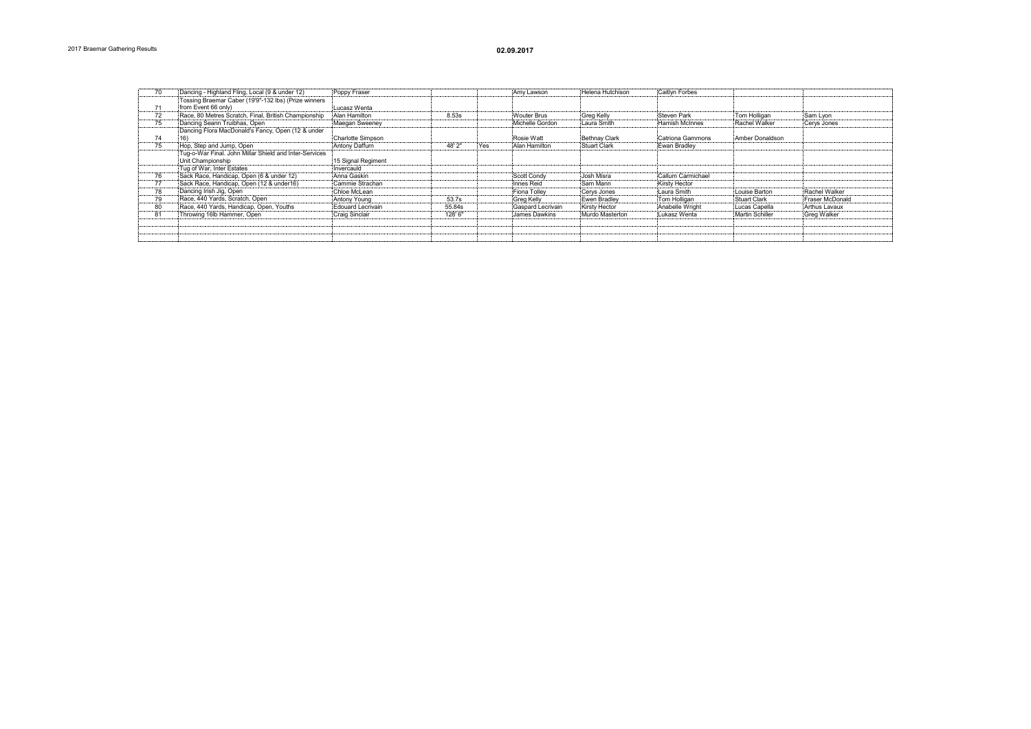| | | | | | | | | | |
|---|---|---|---|---|---|---|---|---|---|
| 70 | Dancing - Highland Fling, Local (9 & under 12) | Poppy Fraser | | | Amy Lawson | Helena Hutchison | Caitlyn Forbes | | |
| 71 | Tossing Braemar Caber (19'9"-132 lbs) (Prize winners from Event 66 only) | Lucasz Wenta | | | | | | | |
| 72 | Race, 80 Metres Scratch, Final, British Championship | Alan Hamilton | 8.53s | | Wouter Brus | Greg Kelly | Steven Park | Tom Holligan | Sam Lyon |
| 75 | Dancing Seann Truibhas, Open | Maegan Sweeney | | | Michelle Gordon | Laura Smith | Hamish McInnes | Rachel Walker | Cerys Jones |
| 74 | Dancing Flora MacDonald's Fancy, Open (12 & under 16) | Charlotte Simpson | | | Rosie Watt | Bethnay Clark | Catriona Gammons | Amber Donaldson | |
| 75 | Hop, Step and Jump, Open | Antony Daffurn | 48' 2" | Yes | Alan Hamilton | Stuart Clark | Ewan Bradley | | |
| | Tug-o-War Final, John Millar Shield and Inter-Services Unit Championship | 15 Signal Regiment | | | | | | | |
| | Tug of War, Inter Estates | Invercauld | | | | | | | |
| 76 | Sack Race, Handicap, Open (6 & under 12) | Anna Gaskin | | | Scott Condy | Josh Misra | Callum Carmichael | | |
| 77 | Sack Race, Handicap, Open (12 & under16) | Cammie Strachan | | | Innes Reid | Sam Mann | Kirsty Hector | | |
| 78 | Dancing Irish Jig, Open | Chloe McLean | | | Fiona Tolley | Cerys Jones | Laura Smith | Louise Barton | Rachel Walker |
| 79 | Race, 440 Yards, Scratch, Open | Antony Young | 53.7s | | Greg Kelly | Ewen Bradley | Tom Holligan | Stuart Clark | Fraser McDonald |
| 80 | Race, 440 Yards, Handicap, Open, Youths | Edouard Lecrivain | 55.84s | | Gaspard Lecrivain | Kirsty Hector | Anabelle Wright | Lucas Capella | Arthus Lavaux |
| 81 | Throwing 16lb Hammer, Open | Craig Sinclair | 128' 6" | | James Dawkins | Murdo Masterton | Lukasz Wenta | Martin Schiller | Greg Walker |